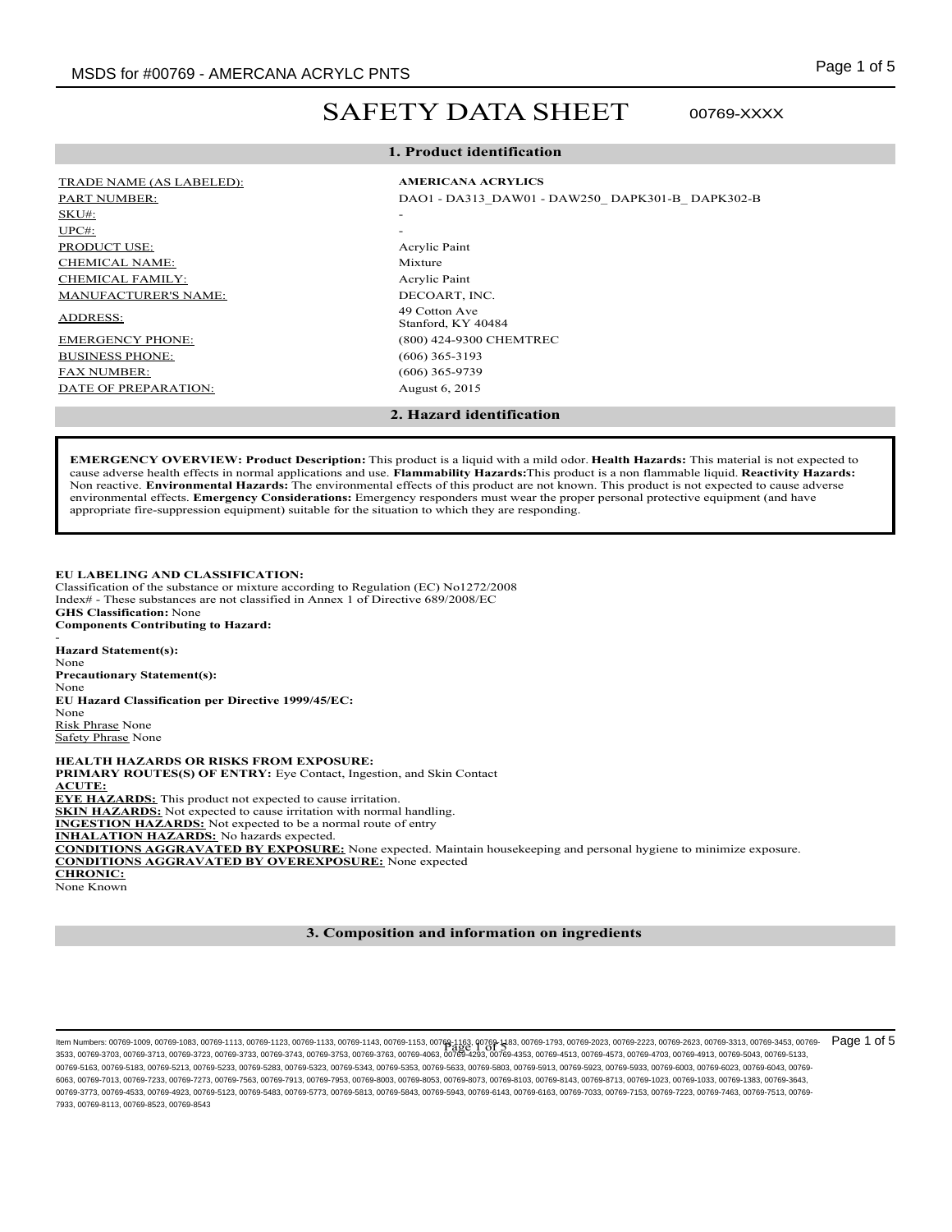# SAFETY DATA SHEET

00769-XXXX

## 1. Product identification

| | |
|---|---|
| TRADE NAME (AS LABELED): | **AMERICANA ACRYLICS** |
| PART NUMBER: | DAO1 - DA313_DAW01 - DAW250_ DAPK301-B_ DAPK302-B |
| SKU#: | - |
| UPC#: | - |
| PRODUCT USE: | Acrylic Paint |
| CHEMICAL NAME: | Mixture |
| CHEMICAL FAMILY: | Acrylic Paint |
| MANUFACTURER'S NAME: | DECOART, INC. |
| ADDRESS: | 49 Cotton Ave<br>Stanford, KY 40484 |
| EMERGENCY PHONE: | (800) 424-9300 CHEMTREC |
| BUSINESS PHONE: | (606) 365-3193 |
| FAX NUMBER: | (606) 365-9739 |
| DATE OF PREPARATION: | August 6, 2015 |

## 2. Hazard identification

**EMERGENCY OVERVIEW: Product Description:** This product is a liquid with a mild odor. **Health Hazards:** This material is not expected to cause adverse health effects in normal applications and use. **Flammability Hazards:**This product is a non flammable liquid. **Reactivity Hazards:** Non reactive. **Environmental Hazards:** The environmental effects of this product are not known. This product is not expected to cause adverse environmental effects. **Emergency Considerations:** Emergency responders must wear the proper personal protective equipment (and have appropriate fire-suppression equipment) suitable for the situation to which they are responding.

**EU LABELING AND CLASSIFICATION:**
Classification of the substance or mixture according to Regulation (EC) No1272/2008
Index# - These substances are not classified in Annex 1 of Directive 689/2008/EC
**GHS Classification:** None
**Components Contributing to Hazard:**
-
**Hazard Statement(s):**
None
**Precautionary Statement(s):**
None
**EU Hazard Classification per Directive 1999/45/EC:**
None
Risk Phrase None
Safety Phrase None

**HEALTH HAZARDS OR RISKS FROM EXPOSURE:**
**PRIMARY ROUTES(S) OF ENTRY:** Eye Contact, Ingestion, and Skin Contact
**ACUTE:**
**EYE HAZARDS:** This product not expected to cause irritation.
**SKIN HAZARDS:** Not expected to cause irritation with normal handling.
**INGESTION HAZARDS:** Not expected to be a normal route of entry
**INHALATION HAZARDS:** No hazards expected.
**CONDITIONS AGGRAVATED BY EXPOSURE:** None expected. Maintain housekeeping and personal hygiene to minimize exposure.
**CONDITIONS AGGRAVATED BY OVEREXPOSURE:** None expected
**CHRONIC:**
None Known

## 3. Composition and information on ingredients

Item Numbers: 00769-1009, 00769-1083, 00769-1113, 00769-1123, 00769-1133, 00769-1143, 00769-1153, 00769-1163, 00769-1183, 00769-1793, 00769-2023, 00769-2223, 00769-2623, 00769-3313, 00769-3453, 00769-3533, 00769-3703, 00769-3713, 00769-3723, 00769-3733, 00769-3743, 00769-3753, 00769-3763, 00769-4063, 00769-4293, 00769-4353, 00769-4513, 00769-4573, 00769-4703, 00769-4913, 00769-5043, 00769-5133, 00769-5163, 00769-5183, 00769-5213, 00769-5233, 00769-5283, 00769-5323, 00769-5343, 00769-5353, 00769-5633, 00769-5803, 00769-5913, 00769-5923, 00769-5933, 00769-6003, 00769-6023, 00769-6043, 00769-6063, 00769-7013, 00769-7233, 00769-7273, 00769-7563, 00769-7913, 00769-7953, 00769-8003, 00769-8053, 00769-8073, 00769-8103, 00769-8143, 00769-8713, 00769-1023, 00769-1033, 00769-1383, 00769-3643, 00769-3773, 00769-4533, 00769-4923, 00769-5123, 00769-5483, 00769-5773, 00769-5813, 00769-5843, 00769-5943, 00769-6143, 00769-6163, 00769-7033, 00769-7153, 00769-7223, 00769-7463, 00769-7513, 00769-7933, 00769-8113, 00769-8523, 00769-8543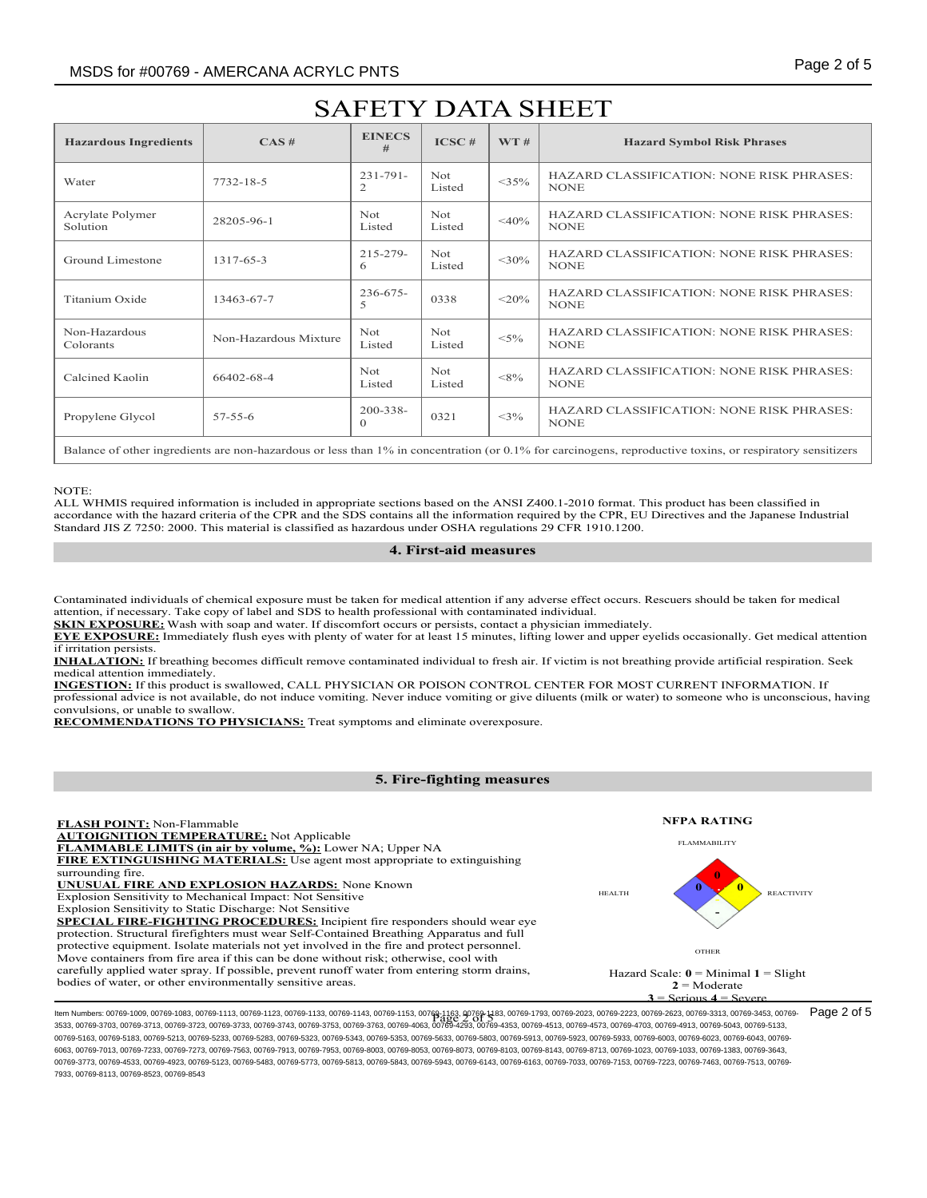# SAFETY DATA SHEET

| Hazardous Ingredients | CAS # | EINECS # | ICSC # | WT # | Hazard Symbol Risk Phrases |
|---|---|---|---|---|---|
| Water | 7732-18-5 | 231-791-2 | Not Listed | <35% | HAZARD CLASSIFICATION: NONE RISK PHRASES: NONE |
| Acrylate Polymer Solution | 28205-96-1 | Not Listed | Not Listed | <40% | HAZARD CLASSIFICATION: NONE RISK PHRASES: NONE |
| Ground Limestone | 1317-65-3 | 215-279-6 | Not Listed | <30% | HAZARD CLASSIFICATION: NONE RISK PHRASES: NONE |
| Titanium Oxide | 13463-67-7 | 236-675-5 | 0338 | <20% | HAZARD CLASSIFICATION: NONE RISK PHRASES: NONE |
| Non-Hazardous Colorants | Non-Hazardous Mixture | Not Listed | Not Listed | <5% | HAZARD CLASSIFICATION: NONE RISK PHRASES: NONE |
| Calcined Kaolin | 66402-68-4 | Not Listed | Not Listed | <8% | HAZARD CLASSIFICATION: NONE RISK PHRASES: NONE |
| Propylene Glycol | 57-55-6 | 200-338-0 | 0321 | <3% | HAZARD CLASSIFICATION: NONE RISK PHRASES: NONE |
| Balance of other ingredients are non-hazardous or less than 1% in concentration (or 0.1% for carcinogens, reproductive toxins, or respiratory sensitizers | | | | | |

NOTE:
ALL WHMIS required information is included in appropriate sections based on the ANSI Z400.1-2010 format. This product has been classified in accordance with the hazard criteria of the CPR and the SDS contains all the information required by the CPR, EU Directives and the Japanese Industrial Standard JIS Z 7250: 2000. This material is classified as hazardous under OSHA regulations 29 CFR 1910.1200.

## 4. First-aid measures

Contaminated individuals of chemical exposure must be taken for medical attention if any adverse effect occurs. Rescuers should be taken for medical attention, if necessary. Take copy of label and SDS to health professional with contaminated individual.

**SKIN EXPOSURE:** Wash with soap and water. If discomfort occurs or persists, contact a physician immediately.

**EYE EXPOSURE:** Immediately flush eyes with plenty of water for at least 15 minutes, lifting lower and upper eyelids occasionally. Get medical attention if irritation persists.

**INHALATION:** If breathing becomes difficult remove contaminated individual to fresh air. If victim is not breathing provide artificial respiration. Seek medical attention immediately.

**INGESTION:** If this product is swallowed, CALL PHYSICIAN OR POISON CONTROL CENTER FOR MOST CURRENT INFORMATION. If professional advice is not available, do not induce vomiting. Never induce vomiting or give diluents (milk or water) to someone who is unconscious, having convulsions, or unable to swallow.

**RECOMMENDATIONS TO PHYSICIANS:** Treat symptoms and eliminate overexposure.

## 5. Fire-fighting measures

**FLASH POINT:** Non-Flammable

**AUTOIGNITION TEMPERATURE:** Not Applicable

**FLAMMABLE LIMITS (in air by volume, %):** Lower NA; Upper NA

**FIRE EXTINGUISHING MATERIALS:** Use agent most appropriate to extinguishing surrounding fire.

**UNUSUAL FIRE AND EXPLOSION HAZARDS:** None Known

Explosion Sensitivity to Mechanical Impact: Not Sensitive

Explosion Sensitivity to Static Discharge: Not Sensitive

**SPECIAL FIRE-FIGHTING PROCEDURES:** Incipient fire responders should wear eye protection. Structural firefighters must wear Self-Contained Breathing Apparatus and full protective equipment. Isolate materials not yet involved in the fire and protect personnel. Move containers from fire area if this can be done without risk; otherwise, cool with carefully applied water spray. If possible, prevent runoff water from entering storm drains, bodies of water, or other environmentally sensitive areas.

**NFPA RATING**

FLAMMABILITY: 0
HEALTH: 0
REACTIVITY: 0
OTHER: -

Hazard Scale: **0** = Minimal **1** = Slight **2** = Moderate **3** = Serious **4** = Severe

Item Numbers: 00769-1009, 00769-1083, 00769-1113, 00769-1123, 00769-1133, 00769-1143, 00769-1153, 00769-1163, 00769-1183, 00769-1793, 00769-2023, 00769-2223, 00769-2623, 00769-3313, 00769-3453, 00769-3533, 00769-3703, 00769-3713, 00769-3723, 00769-3733, 00769-3743, 00769-3753, 00769-3763, 00769-4063, 00769-4293, 00769-4353, 00769-4513, 00769-4573, 00769-4703, 00769-4913, 00769-5043, 00769-5133, 00769-5163, 00769-5183, 00769-5213, 00769-5233, 00769-5283, 00769-5323, 00769-5343, 00769-5353, 00769-5633, 00769-5803, 00769-5913, 00769-5923, 00769-5933, 00769-6003, 00769-6023, 00769-6043, 00769-6063, 00769-7013, 00769-7233, 00769-7273, 00769-7563, 00769-7913, 00769-7953, 00769-8003, 00769-8053, 00769-8073, 00769-8103, 00769-8143, 00769-8713, 00769-1023, 00769-1033, 00769-1383, 00769-3643, 00769-3773, 00769-4533, 00769-4923, 00769-5123, 00769-5483, 00769-5773, 00769-5813, 00769-5843, 00769-5943, 00769-6143, 00769-6163, 00769-7033, 00769-7153, 00769-7223, 00769-7463, 00769-7513, 00769-7933, 00769-8113, 00769-8523, 00769-8543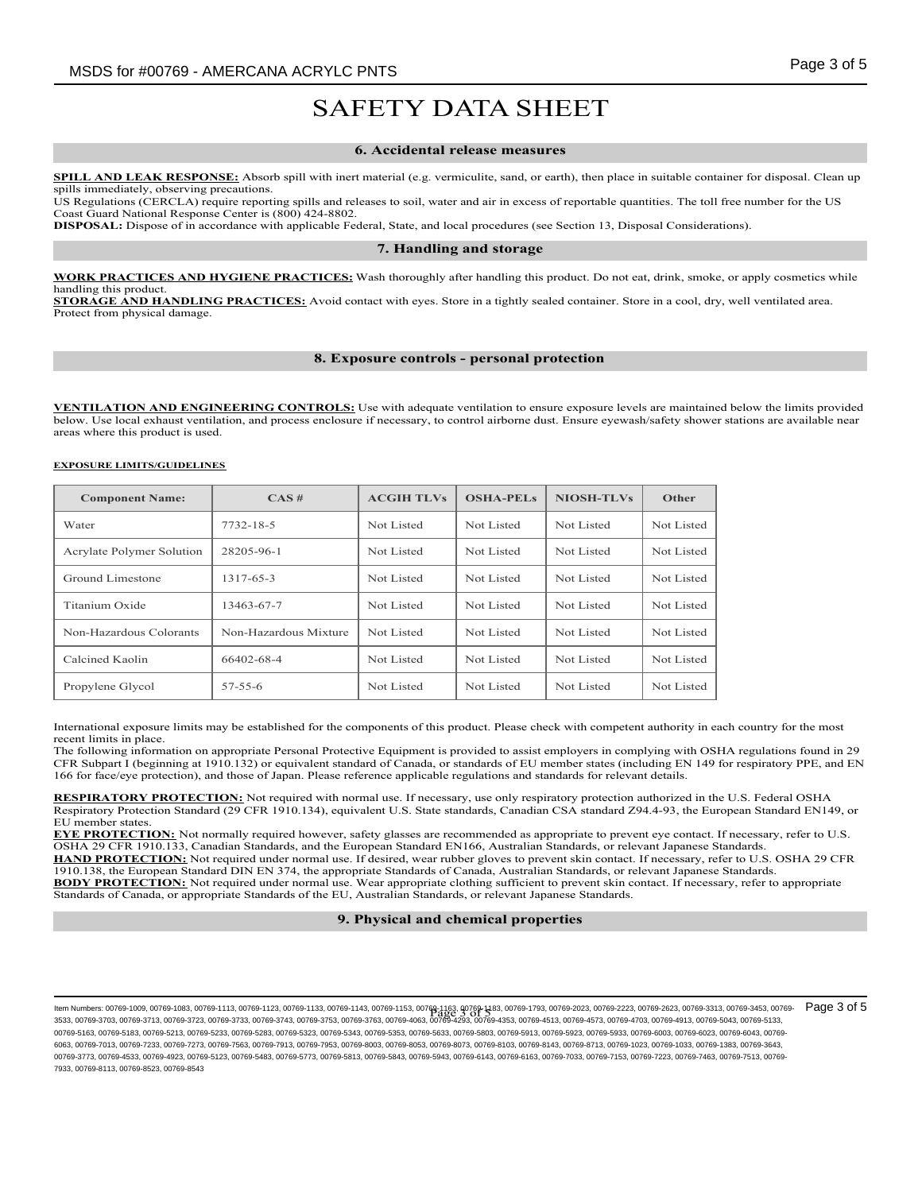# SAFETY DATA SHEET

## 6. Accidental release measures

**SPILL AND LEAK RESPONSE:** Absorb spill with inert material (e.g. vermiculite, sand, or earth), then place in suitable container for disposal. Clean up spills immediately, observing precautions.
US Regulations (CERCLA) require reporting spills and releases to soil, water and air in excess of reportable quantities. The toll free number for the US Coast Guard National Response Center is (800) 424-8802.
**DISPOSAL:** Dispose of in accordance with applicable Federal, State, and local procedures (see Section 13, Disposal Considerations).

## 7. Handling and storage

**WORK PRACTICES AND HYGIENE PRACTICES:** Wash thoroughly after handling this product. Do not eat, drink, smoke, or apply cosmetics while handling this product.
**STORAGE AND HANDLING PRACTICES:** Avoid contact with eyes. Store in a tightly sealed container. Store in a cool, dry, well ventilated area. Protect from physical damage.

## 8. Exposure controls - personal protection

**VENTILATION AND ENGINEERING CONTROLS:** Use with adequate ventilation to ensure exposure levels are maintained below the limits provided below. Use local exhaust ventilation, and process enclosure if necessary, to control airborne dust. Ensure eyewash/safety shower stations are available near areas where this product is used.

**EXPOSURE LIMITS/GUIDELINES**

| Component Name: | CAS # | ACGIH TLVs | OSHA-PELs | NIOSH-TLVs | Other |
|---|---|---|---|---|---|
| Water | 7732-18-5 | Not Listed | Not Listed | Not Listed | Not Listed |
| Acrylate Polymer Solution | 28205-96-1 | Not Listed | Not Listed | Not Listed | Not Listed |
| Ground Limestone | 1317-65-3 | Not Listed | Not Listed | Not Listed | Not Listed |
| Titanium Oxide | 13463-67-7 | Not Listed | Not Listed | Not Listed | Not Listed |
| Non-Hazardous Colorants | Non-Hazardous Mixture | Not Listed | Not Listed | Not Listed | Not Listed |
| Calcined Kaolin | 66402-68-4 | Not Listed | Not Listed | Not Listed | Not Listed |
| Propylene Glycol | 57-55-6 | Not Listed | Not Listed | Not Listed | Not Listed |

International exposure limits may be established for the components of this product. Please check with competent authority in each country for the most recent limits in place.
The following information on appropriate Personal Protective Equipment is provided to assist employers in complying with OSHA regulations found in 29 CFR Subpart I (beginning at 1910.132) or equivalent standard of Canada, or standards of EU member states (including EN 149 for respiratory PPE, and EN 166 for face/eye protection), and those of Japan. Please reference applicable regulations and standards for relevant details.

**RESPIRATORY PROTECTION:** Not required with normal use. If necessary, use only respiratory protection authorized in the U.S. Federal OSHA Respiratory Protection Standard (29 CFR 1910.134), equivalent U.S. State standards, Canadian CSA standard Z94.4-93, the European Standard EN149, or EU member states.
**EYE PROTECTION:** Not normally required however, safety glasses are recommended as appropriate to prevent eye contact. If necessary, refer to U.S. OSHA 29 CFR 1910.133, Canadian Standards, and the European Standard EN166, Australian Standards, or relevant Japanese Standards.
**HAND PROTECTION:** Not required under normal use. If desired, wear rubber gloves to prevent skin contact. If necessary, refer to U.S. OSHA 29 CFR 1910.138, the European Standard DIN EN 374, the appropriate Standards of Canada, Australian Standards, or relevant Japanese Standards.
**BODY PROTECTION:** Not required under normal use. Wear appropriate clothing sufficient to prevent skin contact. If necessary, refer to appropriate Standards of Canada, or appropriate Standards of the EU, Australian Standards, or relevant Japanese Standards.

## 9. Physical and chemical properties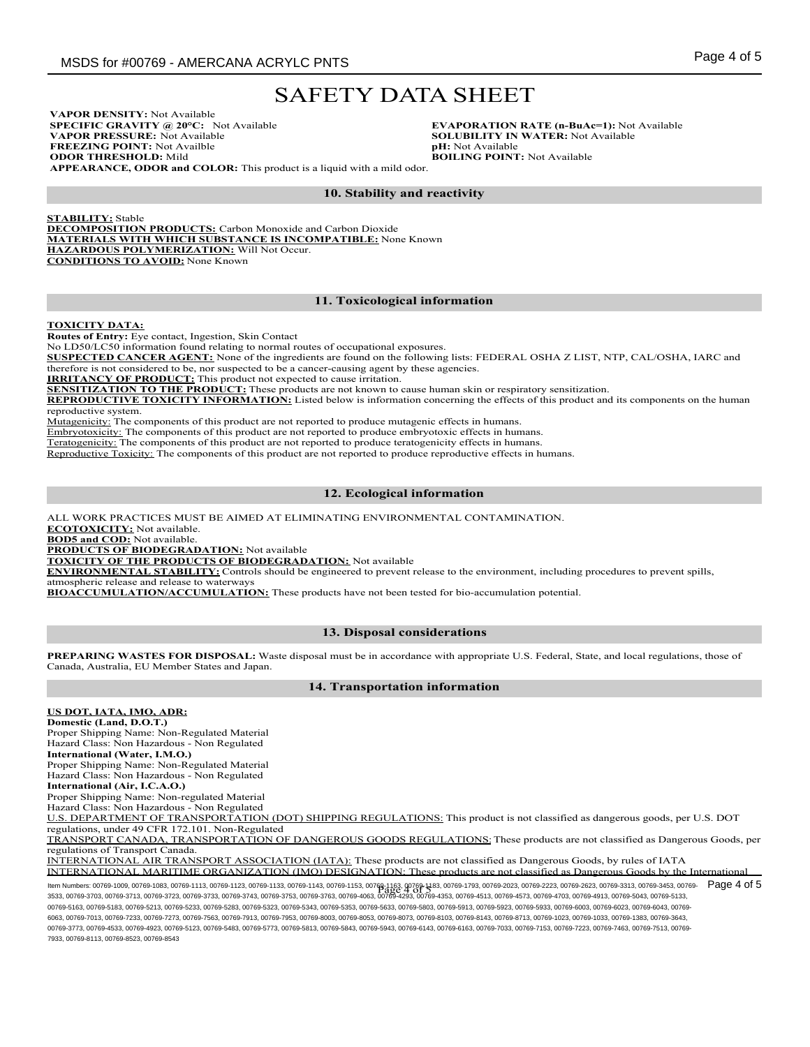# SAFETY DATA SHEET

**VAPOR DENSITY:** Not Available
**SPECIFIC GRAVITY @ 20°C:** Not Available
**VAPOR PRESSURE:** Not Available
**FREEZING POINT:** Not Availble
**ODOR THRESHOLD:** Mild
**EVAPORATION RATE (n-BuAc=1):** Not Available
**SOLUBILITY IN WATER:** Not Available
**pH:** Not Available
**BOILING POINT:** Not Available
**APPEARANCE, ODOR and COLOR:** This product is a liquid with a mild odor.

## 10. Stability and reactivity

**STABILITY:** Stable
**DECOMPOSITION PRODUCTS:** Carbon Monoxide and Carbon Dioxide
**MATERIALS WITH WHICH SUBSTANCE IS INCOMPATIBLE:** None Known
**HAZARDOUS POLYMERIZATION:** Will Not Occur.
**CONDITIONS TO AVOID:** None Known

## 11. Toxicological information

**TOXICITY DATA:**
**Routes of Entry:** Eye contact, Ingestion, Skin Contact
No LD50/LC50 information found relating to normal routes of occupational exposures.
**SUSPECTED CANCER AGENT:** None of the ingredients are found on the following lists: FEDERAL OSHA Z LIST, NTP, CAL/OSHA, IARC and therefore is not considered to be, nor suspected to be a cancer-causing agent by these agencies.
**IRRITANCY OF PRODUCT:** This product not expected to cause irritation.
**SENSITIZATION TO THE PRODUCT:** These products are not known to cause human skin or respiratory sensitization.
**REPRODUCTIVE TOXICITY INFORMATION:** Listed below is information concerning the effects of this product and its components on the human reproductive system.
Mutagenicity: The components of this product are not reported to produce mutagenic effects in humans.
Embryotoxicity: The components of this product are not reported to produce embryotoxic effects in humans.
Teratogenicity: The components of this product are not reported to produce teratogenicity effects in humans.
Reproductive Toxicity: The components of this product are not reported to produce reproductive effects in humans.

## 12. Ecological information

ALL WORK PRACTICES MUST BE AIMED AT ELIMINATING ENVIRONMENTAL CONTAMINATION.
**ECOTOXICITY:** Not available.
**BOD5 and COD:** Not available.
**PRODUCTS OF BIODEGRADATION:** Not available
**TOXICITY OF THE PRODUCTS OF BIODEGRADATION:** Not available
**ENVIRONMENTAL STABILITY:** Controls should be engineered to prevent release to the environment, including procedures to prevent spills, atmospheric release and release to waterways
**BIOACCUMULATION/ACCUMULATION:** These products have not been tested for bio-accumulation potential.

## 13. Disposal considerations

**PREPARING WASTES FOR DISPOSAL:** Waste disposal must be in accordance with appropriate U.S. Federal, State, and local regulations, those of Canada, Australia, EU Member States and Japan.

## 14. Transportation information

**US DOT, IATA, IMO, ADR:**
**Domestic (Land, D.O.T.)**
Proper Shipping Name: Non-Regulated Material
Hazard Class: Non Hazardous - Non Regulated
**International (Water, I.M.O.)**
Proper Shipping Name: Non-Regulated Material
Hazard Class: Non Hazardous - Non Regulated
**International (Air, I.C.A.O.)**
Proper Shipping Name: Non-regulated Material
Hazard Class: Non Hazardous - Non Regulated
U.S. DEPARTMENT OF TRANSPORTATION (DOT) SHIPPING REGULATIONS: This product is not classified as dangerous goods, per U.S. DOT regulations, under 49 CFR 172.101. Non-Regulated
TRANSPORT CANADA, TRANSPORTATION OF DANGEROUS GOODS REGULATIONS: These products are not classified as Dangerous Goods, per regulations of Transport Canada.
INTERNATIONAL AIR TRANSPORT ASSOCIATION (IATA): These products are not classified as Dangerous Goods, by rules of IATA
INTERNATIONAL MARITIME ORGANIZATION (IMO) DESIGNATION: These products are not classified as Dangerous Goods by the International

Item Numbers: 00769-1009, 00769-1083, 00769-1113, 00769-1123, 00769-1133, 00769-1143, 00769-1153, 00769-1163, 00769-1183, 00769-1793, 00769-2023, 00769-2223, 00769-2623, 00769-3313, 00769-3453, 00769-3533, 00769-3703, 00769-3713, 00769-3723, 00769-3733, 00769-3743, 00769-3753, 00769-3763, 00769-4063, 00769-4293, 00769-4353, 00769-4513, 00769-4573, 00769-4703, 00769-4913, 00769-5043, 00769-5133, 00769-5163, 00769-5183, 00769-5213, 00769-5233, 00769-5283, 00769-5323, 00769-5343, 00769-5353, 00769-5633, 00769-5803, 00769-5913, 00769-5923, 00769-5933, 00769-6003, 00769-6023, 00769-6043, 00769-6063, 00769-7013, 00769-7233, 00769-7273, 00769-7563, 00769-7913, 00769-7953, 00769-8003, 00769-8053, 00769-8073, 00769-8103, 00769-8143, 00769-8713, 00769-1023, 00769-1033, 00769-1383, 00769-3643, 00769-3773, 00769-4533, 00769-4923, 00769-5123, 00769-5483, 00769-5773, 00769-5813, 00769-5843, 00769-5943, 00769-6143, 00769-6163, 00769-7033, 00769-7153, 00769-7223, 00769-7463, 00769-7513, 00769-7933, 00769-8113, 00769-8523, 00769-8543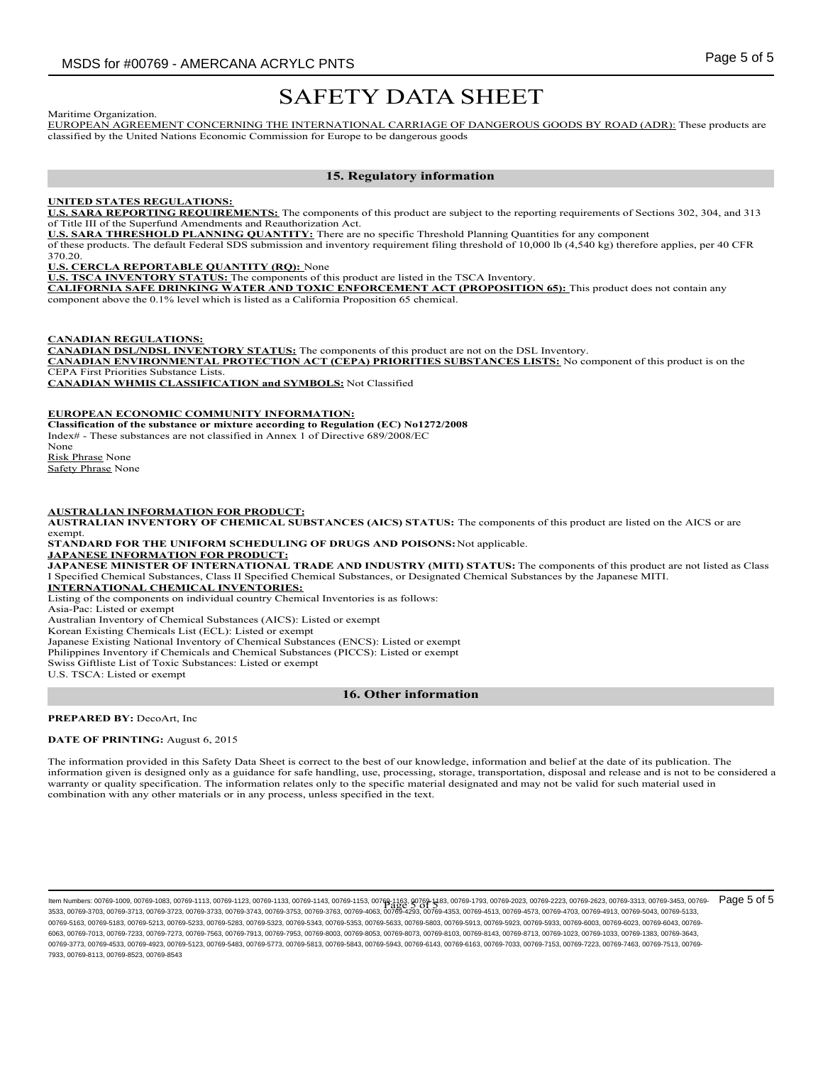# SAFETY DATA SHEET

Maritime Organization.

EUROPEAN AGREEMENT CONCERNING THE INTERNATIONAL CARRIAGE OF DANGEROUS GOODS BY ROAD (ADR): These products are classified by the United Nations Economic Commission for Europe to be dangerous goods

## 15. Regulatory information

**UNITED STATES REGULATIONS:**

**U.S. SARA REPORTING REQUIREMENTS:** The components of this product are subject to the reporting requirements of Sections 302, 304, and 313 of Title III of the Superfund Amendments and Reauthorization Act.

**U.S. SARA THRESHOLD PLANNING QUANTITY:** There are no specific Threshold Planning Quantities for any component of these products. The default Federal SDS submission and inventory requirement filing threshold of 10,000 lb (4,540 kg) therefore applies, per 40 CFR 370.20.

**U.S. CERCLA REPORTABLE QUANTITY (RQ):** None

**U.S. TSCA INVENTORY STATUS:** The components of this product are listed in the TSCA Inventory.

**CALIFORNIA SAFE DRINKING WATER AND TOXIC ENFORCEMENT ACT (PROPOSITION 65):** This product does not contain any component above the 0.1% level which is listed as a California Proposition 65 chemical.

**CANADIAN REGULATIONS:**

**CANADIAN DSL/NDSL INVENTORY STATUS:** The components of this product are not on the DSL Inventory.

**CANADIAN ENVIRONMENTAL PROTECTION ACT (CEPA) PRIORITIES SUBSTANCES LISTS:** No component of this product is on the CEPA First Priorities Substance Lists.

**CANADIAN WHMIS CLASSIFICATION and SYMBOLS:** Not Classified

**EUROPEAN ECONOMIC COMMUNITY INFORMATION:**

**Classification of the substance or mixture according to Regulation (EC) No1272/2008**

Index# - These substances are not classified in Annex 1 of Directive 689/2008/EC

None

Risk Phrase None

Safety Phrase None

**AUSTRALIAN INFORMATION FOR PRODUCT:**

**AUSTRALIAN INVENTORY OF CHEMICAL SUBSTANCES (AICS) STATUS:** The components of this product are listed on the AICS or are exempt.

**STANDARD FOR THE UNIFORM SCHEDULING OF DRUGS AND POISONS:** Not applicable.

**JAPANESE INFORMATION FOR PRODUCT:**

**JAPANESE MINISTER OF INTERNATIONAL TRADE AND INDUSTRY (MITI) STATUS:** The components of this product are not listed as Class I Specified Chemical Substances, Class II Specified Chemical Substances, or Designated Chemical Substances by the Japanese MITI.

**INTERNATIONAL CHEMICAL INVENTORIES:**

Listing of the components on individual country Chemical Inventories is as follows:

Asia-Pac: Listed or exempt

Australian Inventory of Chemical Substances (AICS): Listed or exempt

Korean Existing Chemicals List (ECL): Listed or exempt

Japanese Existing National Inventory of Chemical Substances (ENCS): Listed or exempt

Philippines Inventory if Chemicals and Chemical Substances (PICCS): Listed or exempt

Swiss Giftliste List of Toxic Substances: Listed or exempt

U.S. TSCA: Listed or exempt

## 16. Other information

**PREPARED BY:** DecoArt, Inc

**DATE OF PRINTING:** August 6, 2015

The information provided in this Safety Data Sheet is correct to the best of our knowledge, information and belief at the date of its publication. The information given is designed only as a guidance for safe handling, use, processing, storage, transportation, disposal and release and is not to be considered a warranty or quality specification. The information relates only to the specific material designated and may not be valid for such material used in combination with any other materials or in any process, unless specified in the text.

Item Numbers: 00769-1009, 00769-1083, 00769-1113, 00769-1123, 00769-1133, 00769-1143, 00769-1153, 00769-1163, 00769-1183, 00769-1793, 00769-2023, 00769-2223, 00769-2623, 00769-3313, 00769-3453, 00769-3533, 00769-3703, 00769-3713, 00769-3723, 00769-3733, 00769-3743, 00769-3753, 00769-3763, 00769-4063, 00769-4293, 00769-4353, 00769-4513, 00769-4573, 00769-4703, 00769-4913, 00769-5043, 00769-5133, 00769-5163, 00769-5183, 00769-5213, 00769-5233, 00769-5283, 00769-5323, 00769-5343, 00769-5353, 00769-5633, 00769-5803, 00769-5913, 00769-5923, 00769-5933, 00769-6003, 00769-6023, 00769-6043, 00769-6063, 00769-7013, 00769-7233, 00769-7273, 00769-7563, 00769-7913, 00769-7953, 00769-8003, 00769-8053, 00769-8073, 00769-8103, 00769-8143, 00769-8713, 00769-1023, 00769-1033, 00769-1383, 00769-3643, 00769-3773, 00769-4533, 00769-4923, 00769-5123, 00769-5483, 00769-5773, 00769-5813, 00769-5843, 00769-5943, 00769-6143, 00769-6163, 00769-7033, 00769-7153, 00769-7223, 00769-7463, 00769-7513, 00769-7933, 00769-8113, 00769-8523, 00769-8543